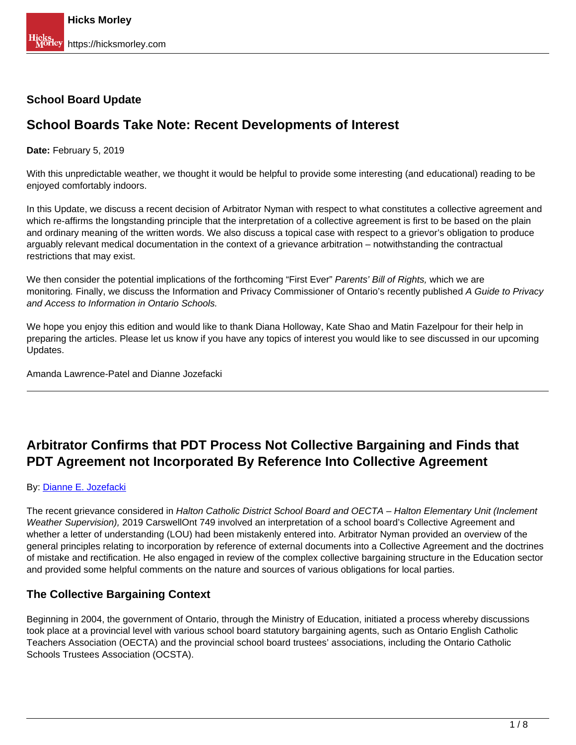**School Board Update**

# School Boards Take Note: Recent Developments of Interest

**Date:** February 5, 2019

With this unpredictable weather, we thought it would be helpful to provide some interesting (and educational) reading to be enjoyed comfortably indoors.

In this Update, we discuss a recent decision of Arbitrator Nyman with respect to what constitutes a collective agreement and which re-affirms the longstanding principle that the interpretation of a collective agreement is first to be based on the plain and ordinary meaning of the written words. We also discuss a topical case with respect to a grievor's obligation to produce arguably relevant medical documentation in the context of a grievance arbitration – notwithstanding the contractual restrictions that may exist.

We then consider the potential implications of the forthcoming "First Ever" *Parents' Bill of Rights,* which we are monitoring*.* Finally, we discuss the Information and Privacy Commissioner of Ontario's recently published *A Guide to Privacy and Access to Information in Ontario Schools.*

We hope you enjoy this edition and would like to thank Diana Holloway, Kate Shao and Matin Fazelpour for their help in preparing the articles. Please let us know if you have any topics of interest you would like to see discussed in our upcoming Updates.

Amanda Lawrence-Patel and Dianne Jozefacki

---

## Arbitrator Confirms that PDT Process Not Collective Bargaining and Finds that PDT Agreement not Incorporated By Reference Into Collective Agreement

By: Dianne E. Jozefacki

The recent grievance considered in *Halton Catholic District School Board and OECTA – Halton Elementary Unit (Inclement Weather Supervision),* 2019 CarswellOnt 749 involved an interpretation of a school board's Collective Agreement and whether a letter of understanding (LOU) had been mistakenly entered into. Arbitrator Nyman provided an overview of the general principles relating to incorporation by reference of external documents into a Collective Agreement and the doctrines of mistake and rectification. He also engaged in review of the complex collective bargaining structure in the Education sector and provided some helpful comments on the nature and sources of various obligations for local parties.

### The Collective Bargaining Context

Beginning in 2004, the government of Ontario, through the Ministry of Education, initiated a process whereby discussions took place at a provincial level with various school board statutory bargaining agents, such as Ontario English Catholic Teachers Association (OECTA) and the provincial school board trustees' associations, including the Ontario Catholic Schools Trustees Association (OCSTA).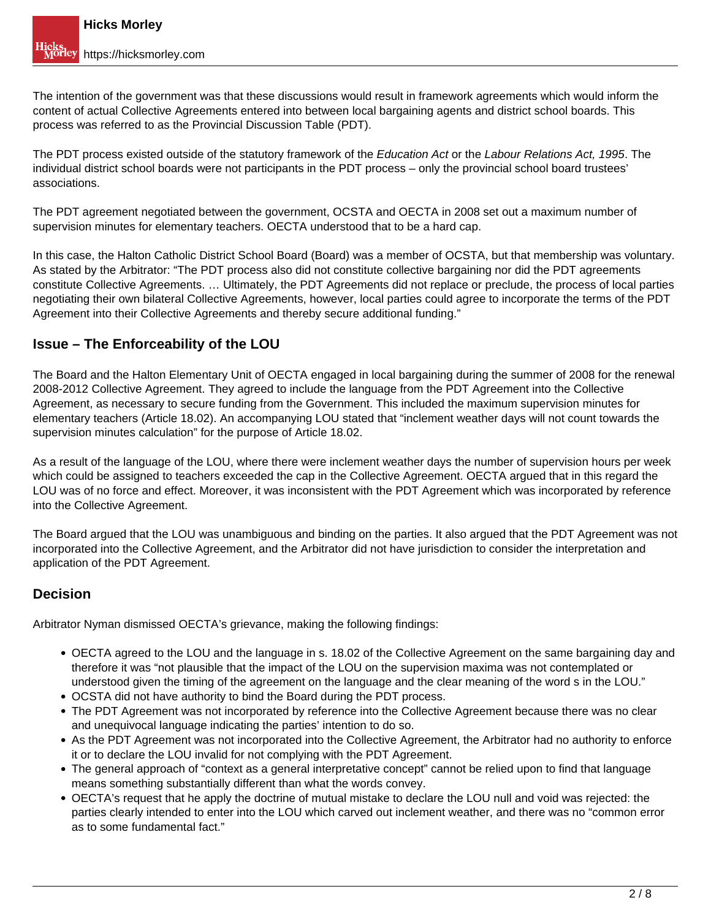The intention of the government was that these discussions would result in framework agreements which would inform the content of actual Collective Agreements entered into between local bargaining agents and district school boards. This process was referred to as the Provincial Discussion Table (PDT).

The PDT process existed outside of the statutory framework of the *Education Act* or the *Labour Relations Act, 1995*. The individual district school boards were not participants in the PDT process – only the provincial school board trustees' associations.

The PDT agreement negotiated between the government, OCSTA and OECTA in 2008 set out a maximum number of supervision minutes for elementary teachers. OECTA understood that to be a hard cap.

In this case, the Halton Catholic District School Board (Board) was a member of OCSTA, but that membership was voluntary. As stated by the Arbitrator: "The PDT process also did not constitute collective bargaining nor did the PDT agreements constitute Collective Agreements. … Ultimately, the PDT Agreements did not replace or preclude, the process of local parties negotiating their own bilateral Collective Agreements, however, local parties could agree to incorporate the terms of the PDT Agreement into their Collective Agreements and thereby secure additional funding."

## Issue – The Enforceability of the LOU

The Board and the Halton Elementary Unit of OECTA engaged in local bargaining during the summer of 2008 for the renewal 2008-2012 Collective Agreement. They agreed to include the language from the PDT Agreement into the Collective Agreement, as necessary to secure funding from the Government. This included the maximum supervision minutes for elementary teachers (Article 18.02). An accompanying LOU stated that "inclement weather days will not count towards the supervision minutes calculation" for the purpose of Article 18.02.

As a result of the language of the LOU, where there were inclement weather days the number of supervision hours per week which could be assigned to teachers exceeded the cap in the Collective Agreement. OECTA argued that in this regard the LOU was of no force and effect. Moreover, it was inconsistent with the PDT Agreement which was incorporated by reference into the Collective Agreement.

The Board argued that the LOU was unambiguous and binding on the parties. It also argued that the PDT Agreement was not incorporated into the Collective Agreement, and the Arbitrator did not have jurisdiction to consider the interpretation and application of the PDT Agreement.

## Decision

Arbitrator Nyman dismissed OECTA's grievance, making the following findings:

- OECTA agreed to the LOU and the language in s. 18.02 of the Collective Agreement on the same bargaining day and therefore it was "not plausible that the impact of the LOU on the supervision maxima was not contemplated or understood given the timing of the agreement on the language and the clear meaning of the word s in the LOU."
- OCSTA did not have authority to bind the Board during the PDT process.
- The PDT Agreement was not incorporated by reference into the Collective Agreement because there was no clear and unequivocal language indicating the parties' intention to do so.
- As the PDT Agreement was not incorporated into the Collective Agreement, the Arbitrator had no authority to enforce it or to declare the LOU invalid for not complying with the PDT Agreement.
- The general approach of "context as a general interpretative concept" cannot be relied upon to find that language means something substantially different than what the words convey.
- OECTA's request that he apply the doctrine of mutual mistake to declare the LOU null and void was rejected: the parties clearly intended to enter into the LOU which carved out inclement weather, and there was no "common error as to some fundamental fact."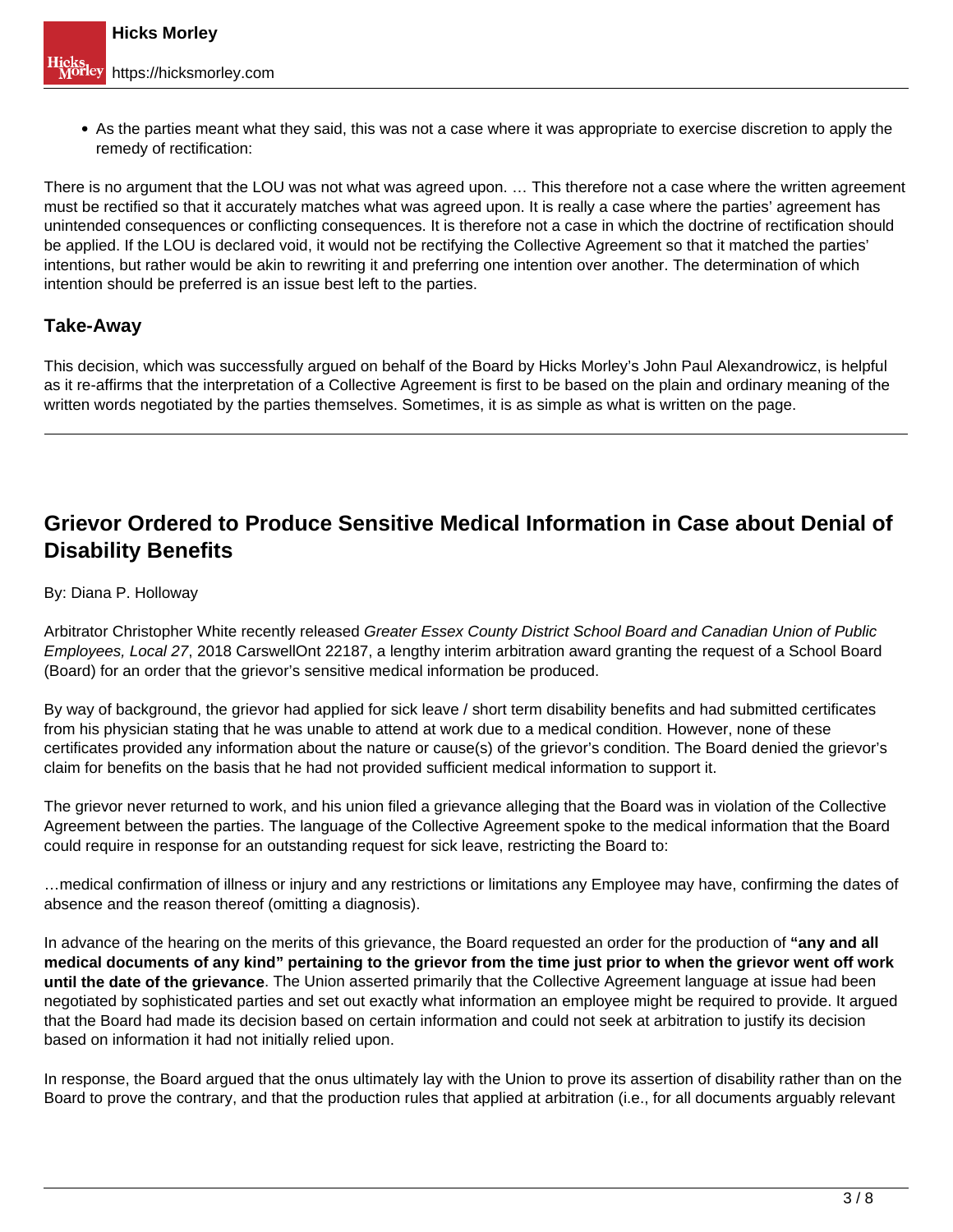- As the parties meant what they said, this was not a case where it was appropriate to exercise discretion to apply the remedy of rectification:

There is no argument that the LOU was not what was agreed upon. … This therefore not a case where the written agreement must be rectified so that it accurately matches what was agreed upon. It is really a case where the parties' agreement has unintended consequences or conflicting consequences. It is therefore not a case in which the doctrine of rectification should be applied. If the LOU is declared void, it would not be rectifying the Collective Agreement so that it matched the parties' intentions, but rather would be akin to rewriting it and preferring one intention over another. The determination of which intention should be preferred is an issue best left to the parties.

### Take-Away

This decision, which was successfully argued on behalf of the Board by Hicks Morley's John Paul Alexandrowicz, is helpful as it re-affirms that the interpretation of a Collective Agreement is first to be based on the plain and ordinary meaning of the written words negotiated by the parties themselves. Sometimes, it is as simple as what is written on the page.

---

## Grievor Ordered to Produce Sensitive Medical Information in Case about Denial of Disability Benefits

By: Diana P. Holloway

Arbitrator Christopher White recently released *Greater Essex County District School Board and Canadian Union of Public Employees, Local 27*, 2018 CarswellOnt 22187, a lengthy interim arbitration award granting the request of a School Board (Board) for an order that the grievor's sensitive medical information be produced.

By way of background, the grievor had applied for sick leave / short term disability benefits and had submitted certificates from his physician stating that he was unable to attend at work due to a medical condition. However, none of these certificates provided any information about the nature or cause(s) of the grievor's condition. The Board denied the grievor's claim for benefits on the basis that he had not provided sufficient medical information to support it.

The grievor never returned to work, and his union filed a grievance alleging that the Board was in violation of the Collective Agreement between the parties. The language of the Collective Agreement spoke to the medical information that the Board could require in response for an outstanding request for sick leave, restricting the Board to:

…medical confirmation of illness or injury and any restrictions or limitations any Employee may have, confirming the dates of absence and the reason thereof (omitting a diagnosis).

In advance of the hearing on the merits of this grievance, the Board requested an order for the production of **"any and all medical documents of any kind" pertaining to the grievor from the time just prior to when the grievor went off work until the date of the grievance**. The Union asserted primarily that the Collective Agreement language at issue had been negotiated by sophisticated parties and set out exactly what information an employee might be required to provide. It argued that the Board had made its decision based on certain information and could not seek at arbitration to justify its decision based on information it had not initially relied upon.

In response, the Board argued that the onus ultimately lay with the Union to prove its assertion of disability rather than on the Board to prove the contrary, and that the production rules that applied at arbitration (i.e., for all documents arguably relevant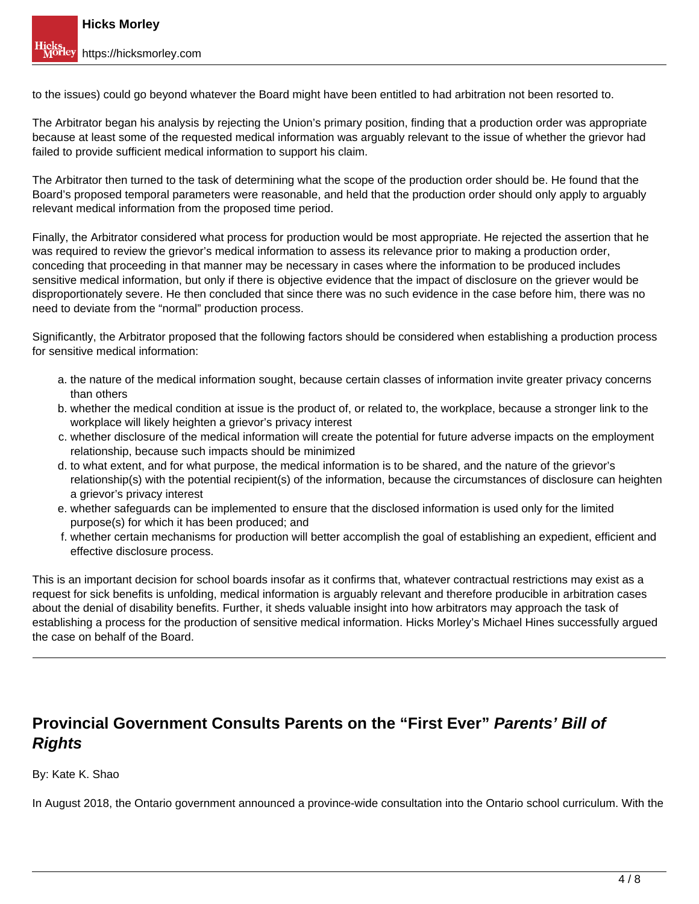to the issues) could go beyond whatever the Board might have been entitled to had arbitration not been resorted to.

The Arbitrator began his analysis by rejecting the Union's primary position, finding that a production order was appropriate because at least some of the requested medical information was arguably relevant to the issue of whether the grievor had failed to provide sufficient medical information to support his claim.

The Arbitrator then turned to the task of determining what the scope of the production order should be. He found that the Board's proposed temporal parameters were reasonable, and held that the production order should only apply to arguably relevant medical information from the proposed time period.

Finally, the Arbitrator considered what process for production would be most appropriate. He rejected the assertion that he was required to review the grievor's medical information to assess its relevance prior to making a production order, conceding that proceeding in that manner may be necessary in cases where the information to be produced includes sensitive medical information, but only if there is objective evidence that the impact of disclosure on the griever would be disproportionately severe. He then concluded that since there was no such evidence in the case before him, there was no need to deviate from the "normal" production process.

Significantly, the Arbitrator proposed that the following factors should be considered when establishing a production process for sensitive medical information:

a. the nature of the medical information sought, because certain classes of information invite greater privacy concerns than others
b. whether the medical condition at issue is the product of, or related to, the workplace, because a stronger link to the workplace will likely heighten a grievor's privacy interest
c. whether disclosure of the medical information will create the potential for future adverse impacts on the employment relationship, because such impacts should be minimized
d. to what extent, and for what purpose, the medical information is to be shared, and the nature of the grievor's relationship(s) with the potential recipient(s) of the information, because the circumstances of disclosure can heighten a grievor's privacy interest
e. whether safeguards can be implemented to ensure that the disclosed information is used only for the limited purpose(s) for which it has been produced; and
f. whether certain mechanisms for production will better accomplish the goal of establishing an expedient, efficient and effective disclosure process.

This is an important decision for school boards insofar as it confirms that, whatever contractual restrictions may exist as a request for sick benefits is unfolding, medical information is arguably relevant and therefore producible in arbitration cases about the denial of disability benefits. Further, it sheds valuable insight into how arbitrators may approach the task of establishing a process for the production of sensitive medical information. Hicks Morley's Michael Hines successfully argued the case on behalf of the Board.

---

## Provincial Government Consults Parents on the "First Ever" *Parents' Bill of Rights*

By: Kate K. Shao

In August 2018, the Ontario government announced a province-wide consultation into the Ontario school curriculum. With the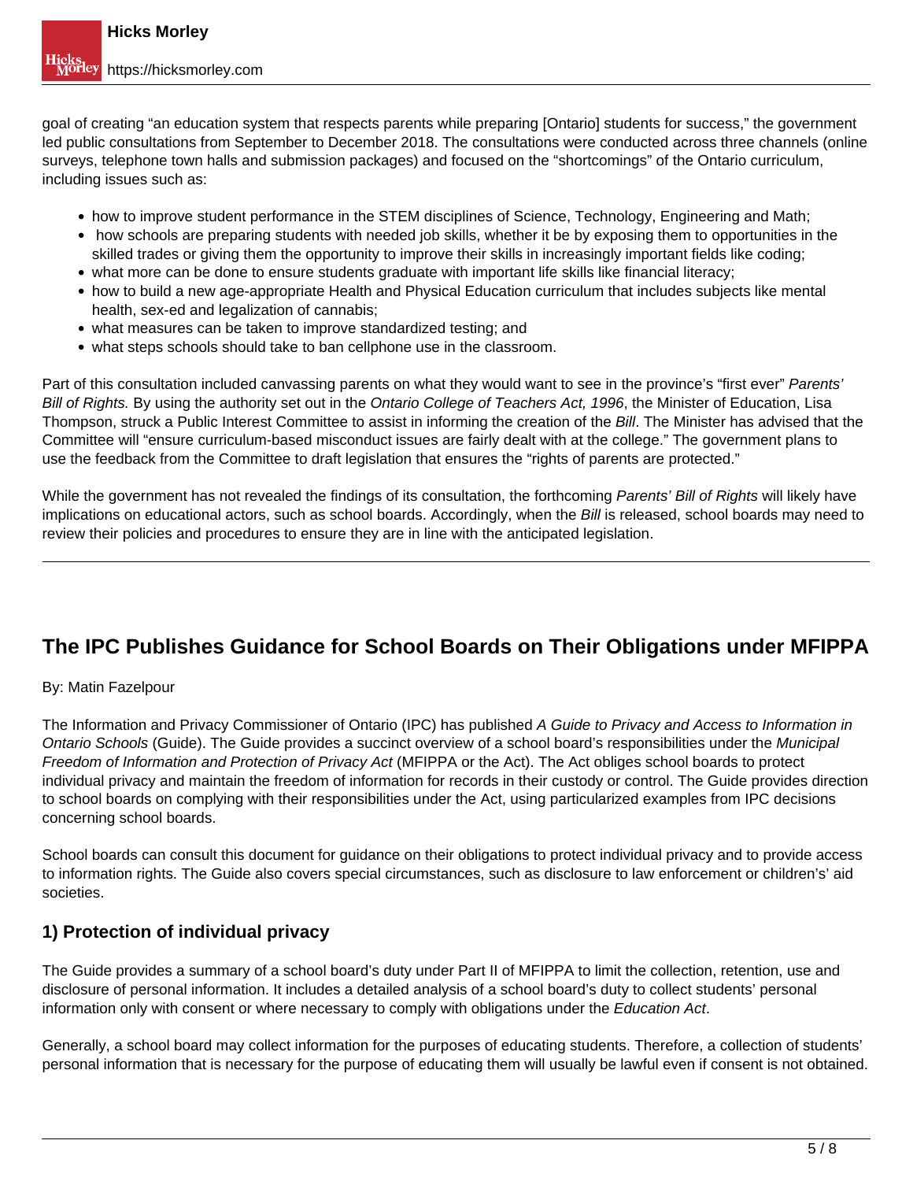goal of creating "an education system that respects parents while preparing [Ontario] students for success," the government led public consultations from September to December 2018. The consultations were conducted across three channels (online surveys, telephone town halls and submission packages) and focused on the "shortcomings" of the Ontario curriculum, including issues such as:

- how to improve student performance in the STEM disciplines of Science, Technology, Engineering and Math;
- how schools are preparing students with needed job skills, whether it be by exposing them to opportunities in the skilled trades or giving them the opportunity to improve their skills in increasingly important fields like coding;
- what more can be done to ensure students graduate with important life skills like financial literacy;
- how to build a new age-appropriate Health and Physical Education curriculum that includes subjects like mental health, sex-ed and legalization of cannabis;
- what measures can be taken to improve standardized testing; and
- what steps schools should take to ban cellphone use in the classroom.

Part of this consultation included canvassing parents on what they would want to see in the province's "first ever" *Parents' Bill of Rights.* By using the authority set out in the *Ontario College of Teachers Act, 1996*, the Minister of Education, Lisa Thompson, struck a Public Interest Committee to assist in informing the creation of the *Bill*. The Minister has advised that the Committee will "ensure curriculum-based misconduct issues are fairly dealt with at the college." The government plans to use the feedback from the Committee to draft legislation that ensures the "rights of parents are protected."

While the government has not revealed the findings of its consultation, the forthcoming *Parents' Bill of Rights* will likely have implications on educational actors, such as school boards. Accordingly, when the *Bill* is released, school boards may need to review their policies and procedures to ensure they are in line with the anticipated legislation.

---

## The IPC Publishes Guidance for School Boards on Their Obligations under MFIPPA

By: Matin Fazelpour

The Information and Privacy Commissioner of Ontario (IPC) has published *A Guide to Privacy and Access to Information in Ontario Schools* (Guide). The Guide provides a succinct overview of a school board's responsibilities under the *Municipal Freedom of Information and Protection of Privacy Act* (MFIPPA or the Act). The Act obliges school boards to protect individual privacy and maintain the freedom of information for records in their custody or control. The Guide provides direction to school boards on complying with their responsibilities under the Act, using particularized examples from IPC decisions concerning school boards.

School boards can consult this document for guidance on their obligations to protect individual privacy and to provide access to information rights. The Guide also covers special circumstances, such as disclosure to law enforcement or children's' aid societies.

### 1) Protection of individual privacy

The Guide provides a summary of a school board's duty under Part II of MFIPPA to limit the collection, retention, use and disclosure of personal information. It includes a detailed analysis of a school board's duty to collect students' personal information only with consent or where necessary to comply with obligations under the *Education Act*.

Generally, a school board may collect information for the purposes of educating students. Therefore, a collection of students' personal information that is necessary for the purpose of educating them will usually be lawful even if consent is not obtained.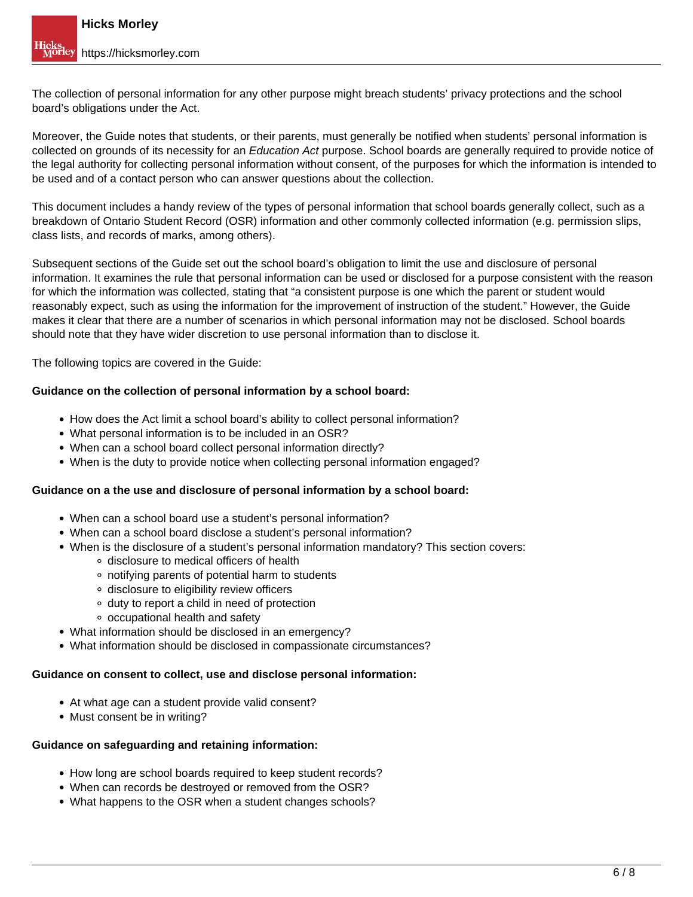The collection of personal information for any other purpose might breach students' privacy protections and the school board's obligations under the Act.

Moreover, the Guide notes that students, or their parents, must generally be notified when students' personal information is collected on grounds of its necessity for an *Education Act* purpose. School boards are generally required to provide notice of the legal authority for collecting personal information without consent, of the purposes for which the information is intended to be used and of a contact person who can answer questions about the collection.

This document includes a handy review of the types of personal information that school boards generally collect, such as a breakdown of Ontario Student Record (OSR) information and other commonly collected information (e.g. permission slips, class lists, and records of marks, among others).

Subsequent sections of the Guide set out the school board's obligation to limit the use and disclosure of personal information. It examines the rule that personal information can be used or disclosed for a purpose consistent with the reason for which the information was collected, stating that "a consistent purpose is one which the parent or student would reasonably expect, such as using the information for the improvement of instruction of the student." However, the Guide makes it clear that there are a number of scenarios in which personal information may not be disclosed. School boards should note that they have wider discretion to use personal information than to disclose it.

The following topics are covered in the Guide:

**Guidance on the collection of personal information by a school board:**

- How does the Act limit a school board's ability to collect personal information?
- What personal information is to be included in an OSR?
- When can a school board collect personal information directly?
- When is the duty to provide notice when collecting personal information engaged?

**Guidance on a the use and disclosure of personal information by a school board:**

- When can a school board use a student's personal information?
- When can a school board disclose a student's personal information?
- When is the disclosure of a student's personal information mandatory? This section covers:
  - disclosure to medical officers of health
  - notifying parents of potential harm to students
  - disclosure to eligibility review officers
  - duty to report a child in need of protection
  - occupational health and safety
- What information should be disclosed in an emergency?
- What information should be disclosed in compassionate circumstances?

**Guidance on consent to collect, use and disclose personal information:**

- At what age can a student provide valid consent?
- Must consent be in writing?

**Guidance on safeguarding and retaining information:**

- How long are school boards required to keep student records?
- When can records be destroyed or removed from the OSR?
- What happens to the OSR when a student changes schools?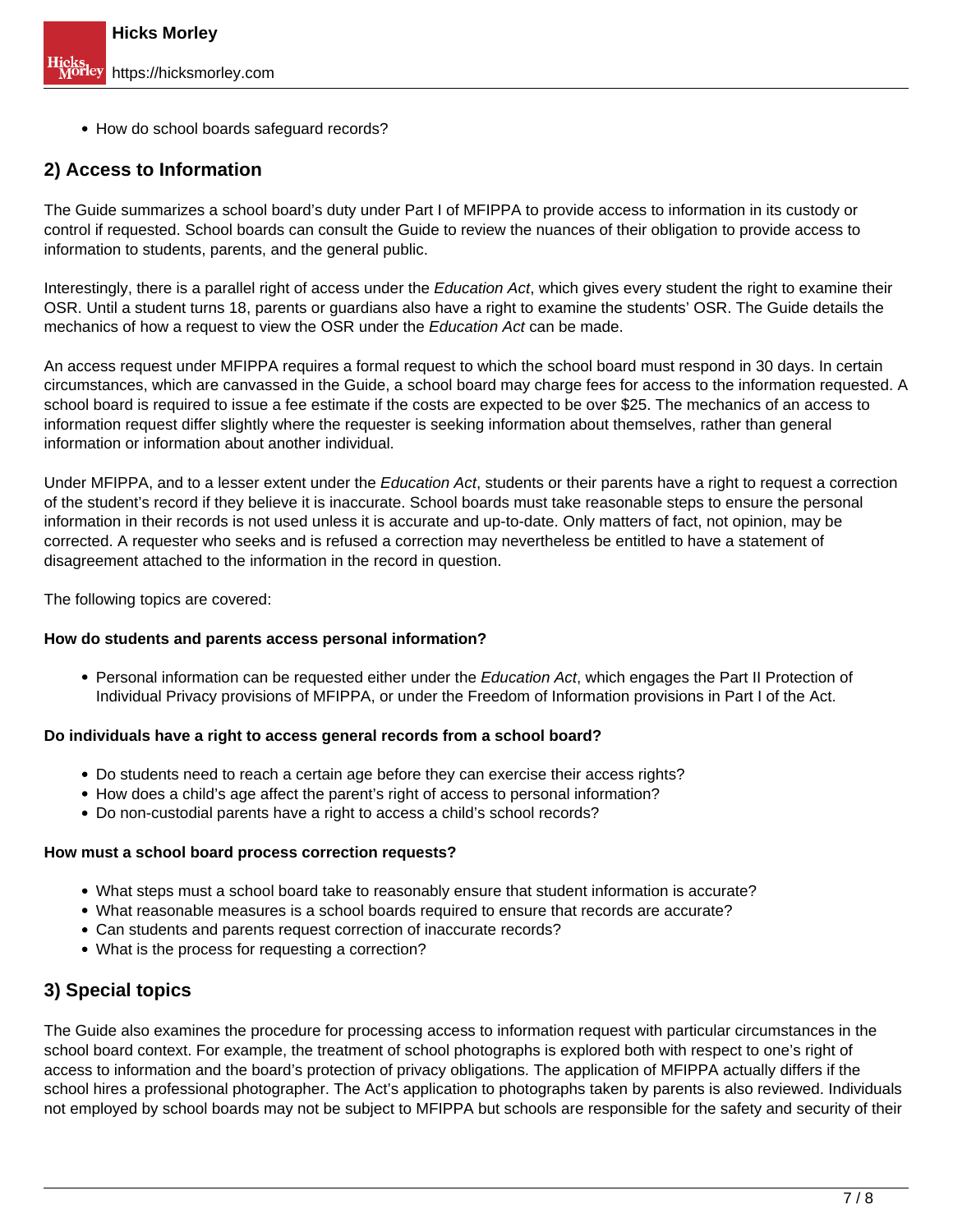- How do school boards safeguard records?

## 2) Access to Information

The Guide summarizes a school board's duty under Part I of MFIPPA to provide access to information in its custody or control if requested. School boards can consult the Guide to review the nuances of their obligation to provide access to information to students, parents, and the general public.

Interestingly, there is a parallel right of access under the *Education Act*, which gives every student the right to examine their OSR. Until a student turns 18, parents or guardians also have a right to examine the students' OSR. The Guide details the mechanics of how a request to view the OSR under the *Education Act* can be made.

An access request under MFIPPA requires a formal request to which the school board must respond in 30 days. In certain circumstances, which are canvassed in the Guide, a school board may charge fees for access to the information requested. A school board is required to issue a fee estimate if the costs are expected to be over $25. The mechanics of an access to information request differ slightly where the requester is seeking information about themselves, rather than general information or information about another individual.

Under MFIPPA, and to a lesser extent under the *Education Act*, students or their parents have a right to request a correction of the student's record if they believe it is inaccurate. School boards must take reasonable steps to ensure the personal information in their records is not used unless it is accurate and up-to-date. Only matters of fact, not opinion, may be corrected. A requester who seeks and is refused a correction may nevertheless be entitled to have a statement of disagreement attached to the information in the record in question.

The following topics are covered:

**How do students and parents access personal information?**

- Personal information can be requested either under the *Education Act*, which engages the Part II Protection of Individual Privacy provisions of MFIPPA, or under the Freedom of Information provisions in Part I of the Act.

**Do individuals have a right to access general records from a school board?**

- Do students need to reach a certain age before they can exercise their access rights?
- How does a child's age affect the parent's right of access to personal information?
- Do non-custodial parents have a right to access a child's school records?

**How must a school board process correction requests?**

- What steps must a school board take to reasonably ensure that student information is accurate?
- What reasonable measures is a school boards required to ensure that records are accurate?
- Can students and parents request correction of inaccurate records?
- What is the process for requesting a correction?

## 3) Special topics

The Guide also examines the procedure for processing access to information request with particular circumstances in the school board context. For example, the treatment of school photographs is explored both with respect to one's right of access to information and the board's protection of privacy obligations. The application of MFIPPA actually differs if the school hires a professional photographer. The Act's application to photographs taken by parents is also reviewed. Individuals not employed by school boards may not be subject to MFIPPA but schools are responsible for the safety and security of their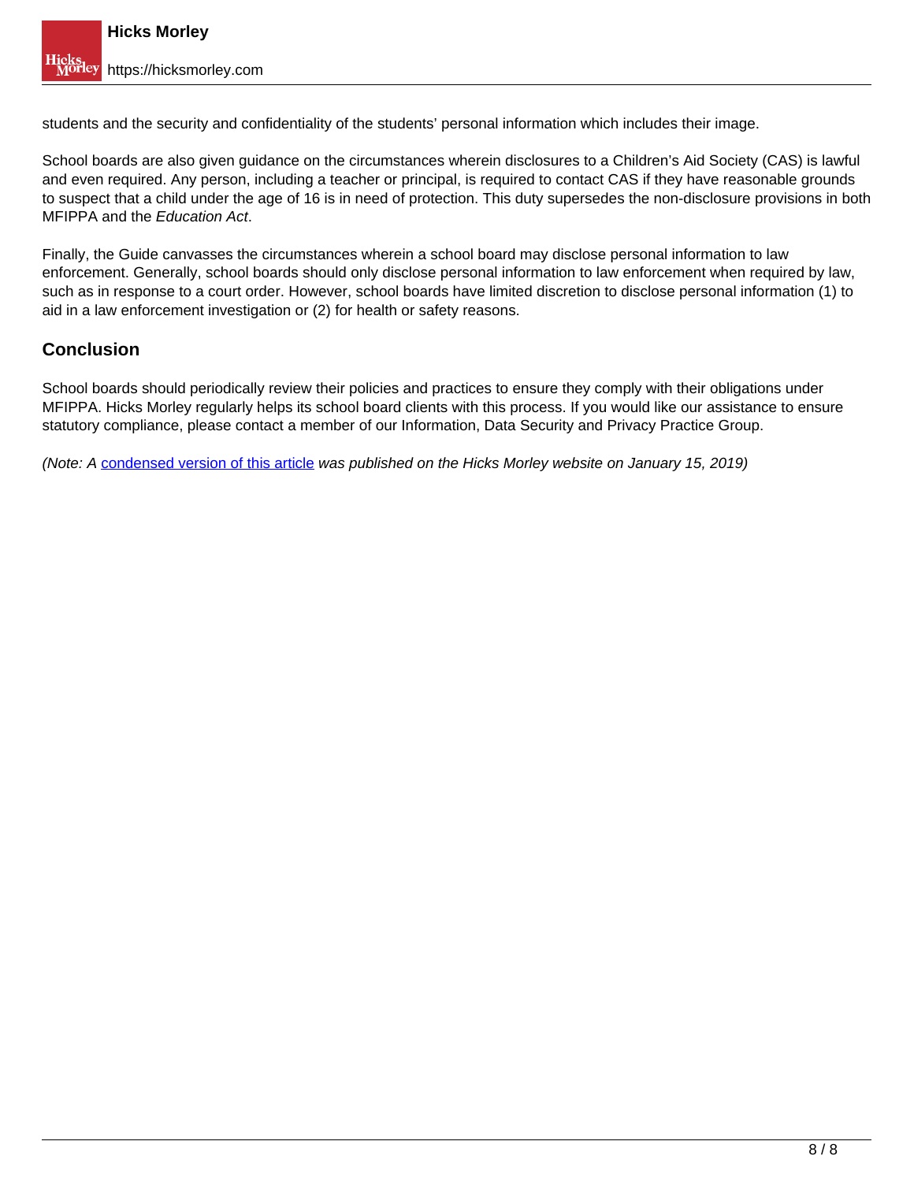students and the security and confidentiality of the students' personal information which includes their image.

School boards are also given guidance on the circumstances wherein disclosures to a Children's Aid Society (CAS) is lawful and even required. Any person, including a teacher or principal, is required to contact CAS if they have reasonable grounds to suspect that a child under the age of 16 is in need of protection. This duty supersedes the non-disclosure provisions in both MFIPPA and the *Education Act*.

Finally, the Guide canvasses the circumstances wherein a school board may disclose personal information to law enforcement. Generally, school boards should only disclose personal information to law enforcement when required by law, such as in response to a court order. However, school boards have limited discretion to disclose personal information (1) to aid in a law enforcement investigation or (2) for health or safety reasons.

## Conclusion

School boards should periodically review their policies and practices to ensure they comply with their obligations under MFIPPA. Hicks Morley regularly helps its school board clients with this process. If you would like our assistance to ensure statutory compliance, please contact a member of our Information, Data Security and Privacy Practice Group.

*(Note: A condensed version of this article was published on the Hicks Morley website on January 15, 2019)*